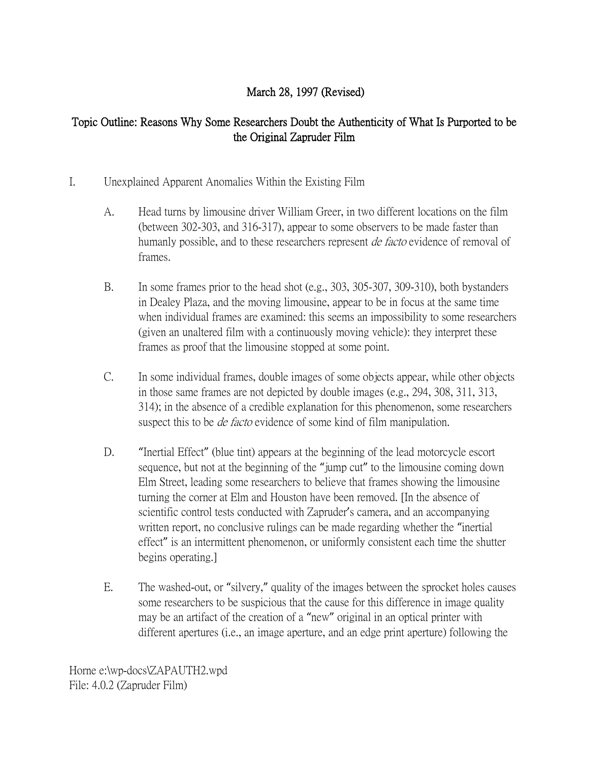March 28, 1997 (Revised)

## Topic Outline: Reasons Why Some Researchers Doubt the Authenticity of What Is Purported to be the Original Zapruder Film

I. Unexplained Apparent Anomalies Within the Existing Film

A. Head turns by limousine driver William Greer, in two different locations on the film (between 302-303, and 316-317), appear to some observers to be made faster than humanly possible, and to these researchers represent *de facto* evidence of removal of frames.

B. In some frames prior to the head shot (e.g., 303, 305-307, 309-310), both bystanders in Dealey Plaza, and the moving limousine, appear to be in focus at the same time when individual frames are examined: this seems an impossibility to some researchers (given an unaltered film with a continuously moving vehicle): they interpret these frames as proof that the limousine stopped at some point.

C. In some individual frames, double images of some objects appear, while other objects in those same frames are not depicted by double images (e.g., 294, 308, 311, 313, 314); in the absence of a credible explanation for this phenomenon, some researchers suspect this to be *de facto* evidence of some kind of film manipulation.

D. "Inertial Effect" (blue tint) appears at the beginning of the lead motorcycle escort sequence, but not at the beginning of the "jump cut" to the limousine coming down Elm Street, leading some researchers to believe that frames showing the limousine turning the corner at Elm and Houston have been removed. [In the absence of scientific control tests conducted with Zapruder's camera, and an accompanying written report, no conclusive rulings can be made regarding whether the "inertial effect" is an intermittent phenomenon, or uniformly consistent each time the shutter begins operating.]

E. The washed-out, or "silvery," quality of the images between the sprocket holes causes some researchers to be suspicious that the cause for this difference in image quality may be an artifact of the creation of a "new" original in an optical printer with different apertures (i.e., an image aperture, and an edge print aperture) following the

Horne e:\wp-docs\ZAPAUTH2.wpd
File: 4.0.2 (Zapruder Film)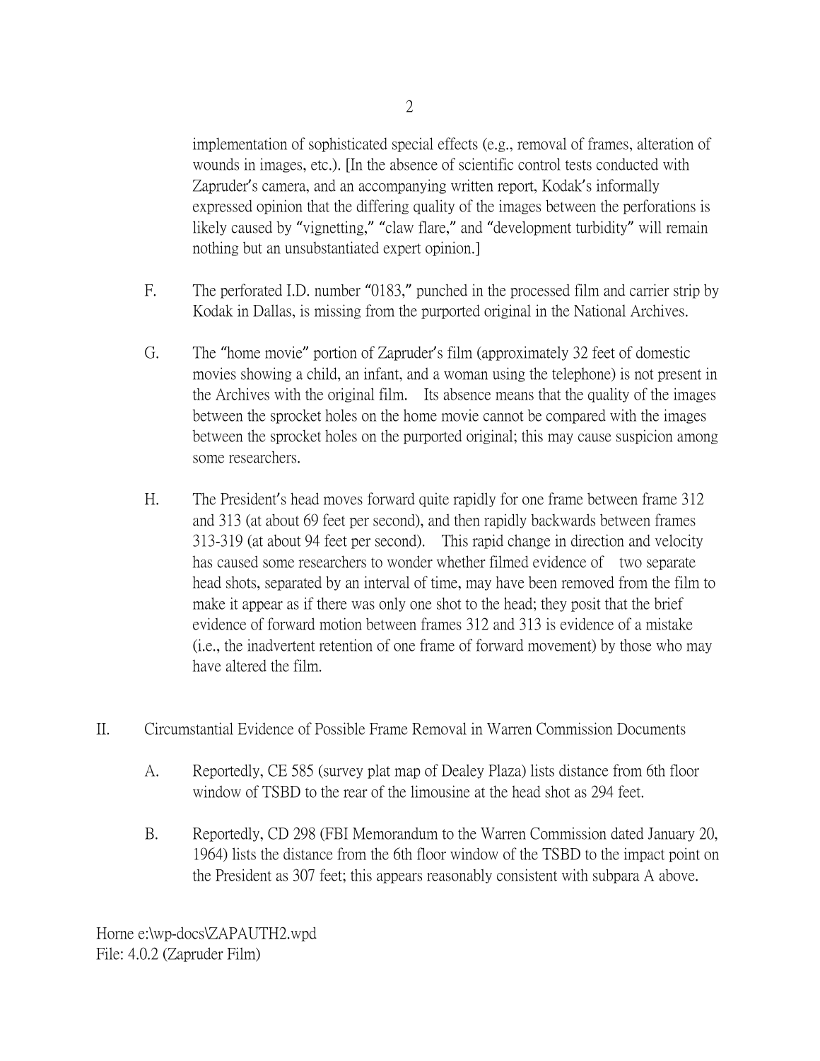implementation of sophisticated special effects (e.g., removal of frames, alteration of wounds in images, etc.). [In the absence of scientific control tests conducted with Zapruder's camera, and an accompanying written report, Kodak's informally expressed opinion that the differing quality of the images between the perforations is likely caused by "vignetting," "claw flare," and "development turbidity" will remain nothing but an unsubstantiated expert opinion.]

F. The perforated I.D. number "0183," punched in the processed film and carrier strip by Kodak in Dallas, is missing from the purported original in the National Archives.

G. The "home movie" portion of Zapruder's film (approximately 32 feet of domestic movies showing a child, an infant, and a woman using the telephone) is not present in the Archives with the original film. Its absence means that the quality of the images between the sprocket holes on the home movie cannot be compared with the images between the sprocket holes on the purported original; this may cause suspicion among some researchers.

H. The President's head moves forward quite rapidly for one frame between frame 312 and 313 (at about 69 feet per second), and then rapidly backwards between frames 313-319 (at about 94 feet per second). This rapid change in direction and velocity has caused some researchers to wonder whether filmed evidence of two separate head shots, separated by an interval of time, may have been removed from the film to make it appear as if there was only one shot to the head; they posit that the brief evidence of forward motion between frames 312 and 313 is evidence of a mistake (i.e., the inadvertent retention of one frame of forward movement) by those who may have altered the film.

II. Circumstantial Evidence of Possible Frame Removal in Warren Commission Documents

A. Reportedly, CE 585 (survey plat map of Dealey Plaza) lists distance from 6th floor window of TSBD to the rear of the limousine at the head shot as 294 feet.

B. Reportedly, CD 298 (FBI Memorandum to the Warren Commission dated January 20, 1964) lists the distance from the 6th floor window of the TSBD to the impact point on the President as 307 feet; this appears reasonably consistent with subpara A above.

Horne e:\wp-docs\ZAPAUTH2.wpd
File: 4.0.2 (Zapruder Film)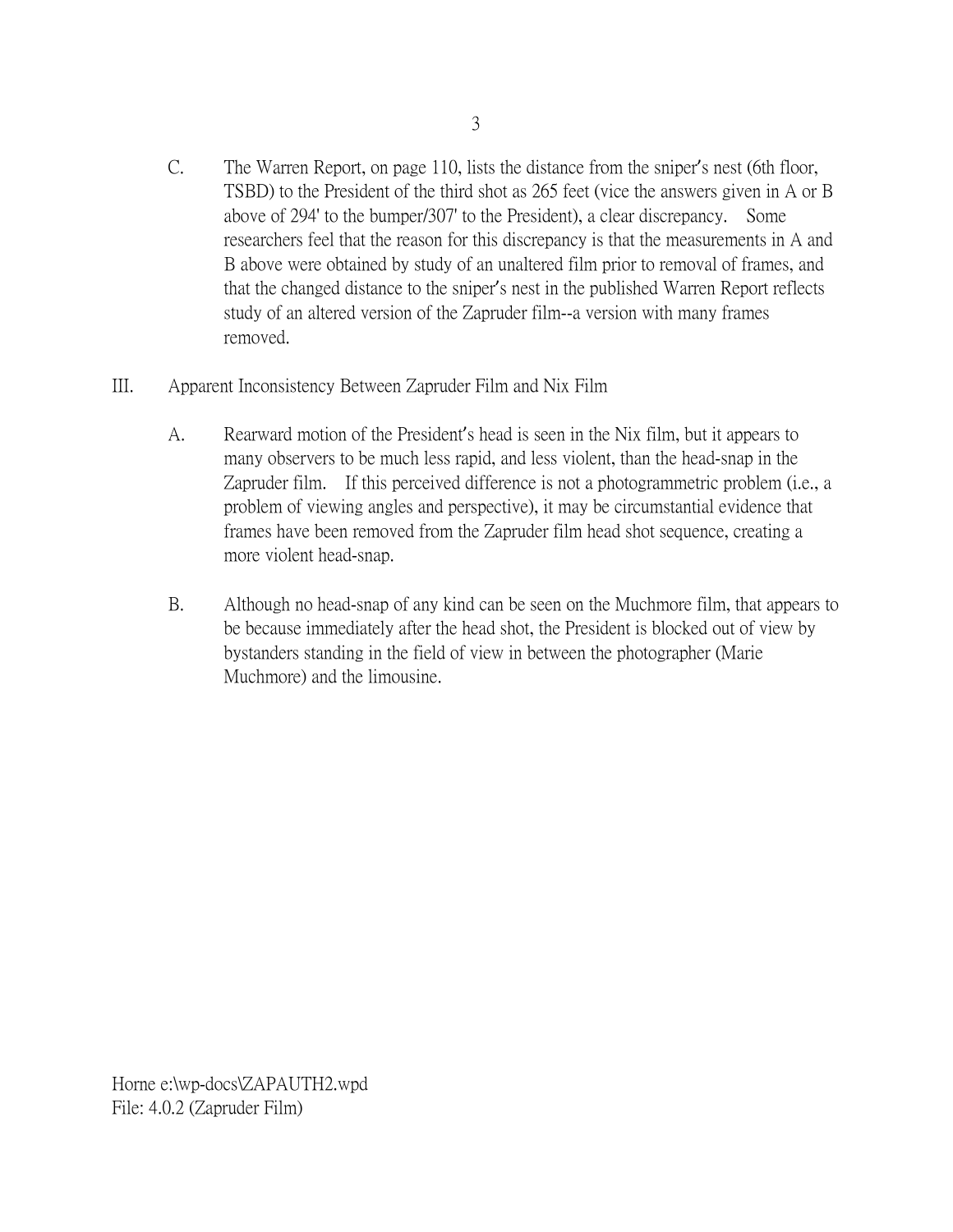C. The Warren Report, on page 110, lists the distance from the sniper's nest (6th floor, TSBD) to the President of the third shot as 265 feet (vice the answers given in A or B above of 294' to the bumper/307' to the President), a clear discrepancy. Some researchers feel that the reason for this discrepancy is that the measurements in A and B above were obtained by study of an unaltered film prior to removal of frames, and that the changed distance to the sniper's nest in the published Warren Report reflects study of an altered version of the Zapruder film--a version with many frames removed.

III. Apparent Inconsistency Between Zapruder Film and Nix Film

A. Rearward motion of the President's head is seen in the Nix film, but it appears to many observers to be much less rapid, and less violent, than the head-snap in the Zapruder film. If this perceived difference is not a photogrammetric problem (i.e., a problem of viewing angles and perspective), it may be circumstantial evidence that frames have been removed from the Zapruder film head shot sequence, creating a more violent head-snap.

B. Although no head-snap of any kind can be seen on the Muchmore film, that appears to be because immediately after the head shot, the President is blocked out of view by bystanders standing in the field of view in between the photographer (Marie Muchmore) and the limousine.

Horne e:\wp-docs\ZAPAUTH2.wpd
File: 4.0.2 (Zapruder Film)